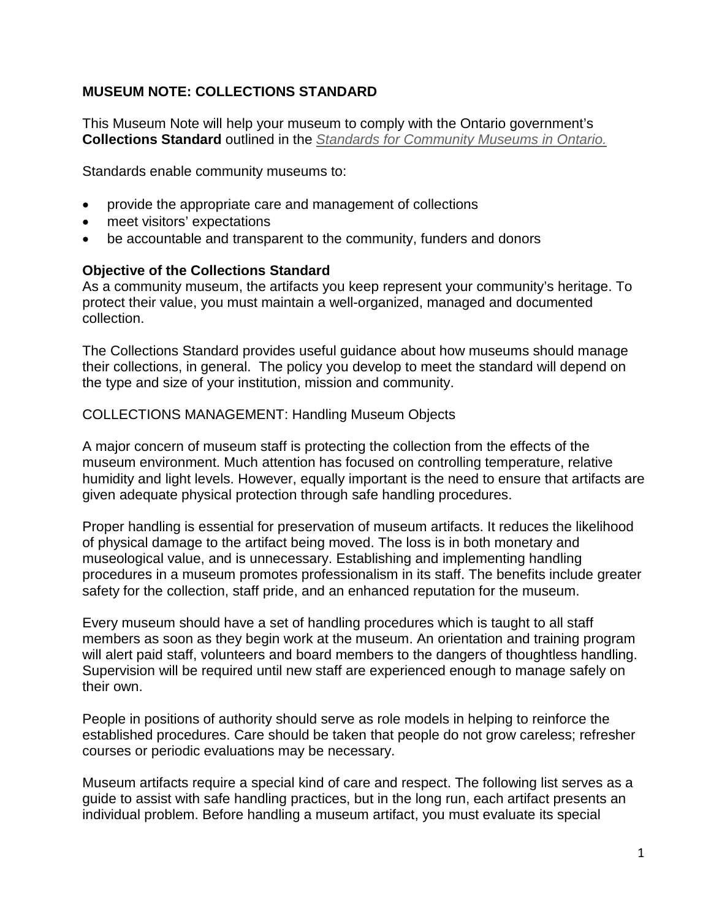**MUSEUM NOTE: COLLECTIONS STANDARD**

This Museum Note will help your museum to comply with the Ontario government's **Collections Standard** outlined in the *Standards for Community Museums in Ontario.*

Standards enable community museums to:

- provide the appropriate care and management of collections
- meet visitors' expectations
- be accountable and transparent to the community, funders and donors

**Objective of the Collections Standard**

As a community museum, the artifacts you keep represent your community's heritage. To protect their value, you must maintain a well-organized, managed and documented collection.

The Collections Standard provides useful guidance about how museums should manage their collections, in general. The policy you develop to meet the standard will depend on the type and size of your institution, mission and community.

COLLECTIONS MANAGEMENT: Handling Museum Objects

A major concern of museum staff is protecting the collection from the effects of the museum environment. Much attention has focused on controlling temperature, relative humidity and light levels. However, equally important is the need to ensure that artifacts are given adequate physical protection through safe handling procedures.

Proper handling is essential for preservation of museum artifacts. It reduces the likelihood of physical damage to the artifact being moved. The loss is in both monetary and museological value, and is unnecessary. Establishing and implementing handling procedures in a museum promotes professionalism in its staff. The benefits include greater safety for the collection, staff pride, and an enhanced reputation for the museum.

Every museum should have a set of handling procedures which is taught to all staff members as soon as they begin work at the museum. An orientation and training program will alert paid staff, volunteers and board members to the dangers of thoughtless handling. Supervision will be required until new staff are experienced enough to manage safely on their own.

People in positions of authority should serve as role models in helping to reinforce the established procedures. Care should be taken that people do not grow careless; refresher courses or periodic evaluations may be necessary.

Museum artifacts require a special kind of care and respect. The following list serves as a guide to assist with safe handling practices, but in the long run, each artifact presents an individual problem. Before handling a museum artifact, you must evaluate its special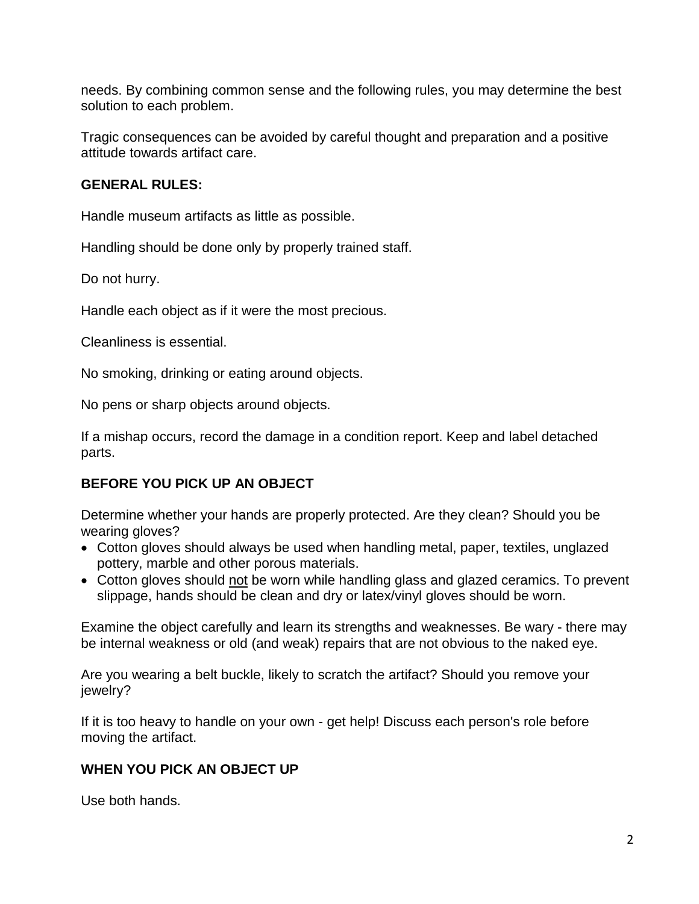needs. By combining common sense and the following rules, you may determine the best solution to each problem.

Tragic consequences can be avoided by careful thought and preparation and a positive attitude towards artifact care.

**GENERAL RULES:**

Handle museum artifacts as little as possible.

Handling should be done only by properly trained staff.

Do not hurry.

Handle each object as if it were the most precious.

Cleanliness is essential.

No smoking, drinking or eating around objects.

No pens or sharp objects around objects.

If a mishap occurs, record the damage in a condition report. Keep and label detached parts.

**BEFORE YOU PICK UP AN OBJECT**

Determine whether your hands are properly protected. Are they clean? Should you be wearing gloves?

- Cotton gloves should always be used when handling metal, paper, textiles, unglazed pottery, marble and other porous materials.
- Cotton gloves should <u>not</u> be worn while handling glass and glazed ceramics. To prevent slippage, hands should be clean and dry or latex/vinyl gloves should be worn.

Examine the object carefully and learn its strengths and weaknesses. Be wary - there may be internal weakness or old (and weak) repairs that are not obvious to the naked eye.

Are you wearing a belt buckle, likely to scratch the artifact? Should you remove your jewelry?

If it is too heavy to handle on your own - get help! Discuss each person's role before moving the artifact.

**WHEN YOU PICK AN OBJECT UP**

Use both hands.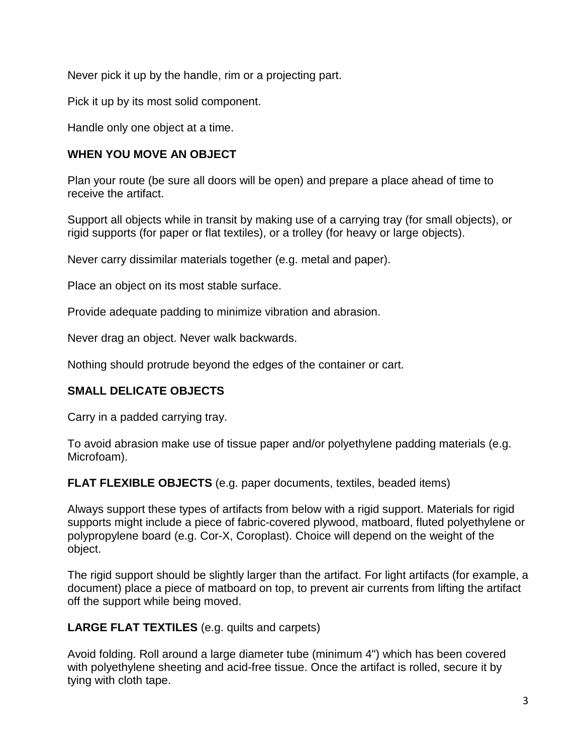Never pick it up by the handle, rim or a projecting part.

Pick it up by its most solid component.

Handle only one object at a time.

**WHEN YOU MOVE AN OBJECT**

Plan your route (be sure all doors will be open) and prepare a place ahead of time to receive the artifact.

Support all objects while in transit by making use of a carrying tray (for small objects), or rigid supports (for paper or flat textiles), or a trolley (for heavy or large objects).

Never carry dissimilar materials together (e.g. metal and paper).

Place an object on its most stable surface.

Provide adequate padding to minimize vibration and abrasion.

Never drag an object. Never walk backwards.

Nothing should protrude beyond the edges of the container or cart.

**SMALL DELICATE OBJECTS**

Carry in a padded carrying tray.

To avoid abrasion make use of tissue paper and/or polyethylene padding materials (e.g. Microfoam).

**FLAT FLEXIBLE OBJECTS** (e.g. paper documents, textiles, beaded items)

Always support these types of artifacts from below with a rigid support. Materials for rigid supports might include a piece of fabric-covered plywood, matboard, fluted polyethylene or polypropylene board (e.g. Cor-X, Coroplast). Choice will depend on the weight of the object.

The rigid support should be slightly larger than the artifact. For light artifacts (for example, a document) place a piece of matboard on top, to prevent air currents from lifting the artifact off the support while being moved.

**LARGE FLAT TEXTILES** (e.g. quilts and carpets)

Avoid folding. Roll around a large diameter tube (minimum 4") which has been covered with polyethylene sheeting and acid-free tissue. Once the artifact is rolled, secure it by tying with cloth tape.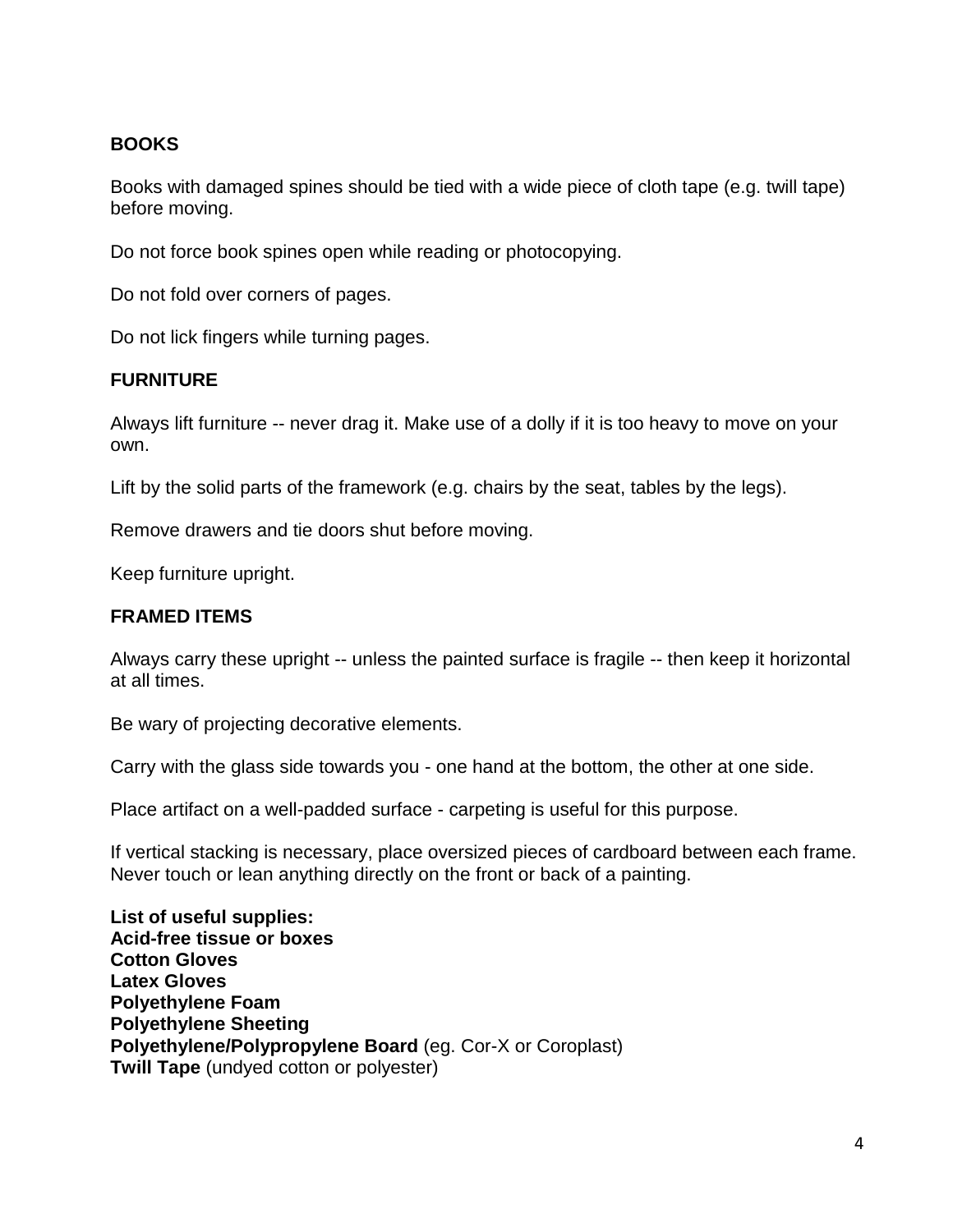**BOOKS**

Books with damaged spines should be tied with a wide piece of cloth tape (e.g. twill tape) before moving.

Do not force book spines open while reading or photocopying.

Do not fold over corners of pages.

Do not lick fingers while turning pages.

**FURNITURE**

Always lift furniture -- never drag it. Make use of a dolly if it is too heavy to move on your own.

Lift by the solid parts of the framework (e.g. chairs by the seat, tables by the legs).

Remove drawers and tie doors shut before moving.

Keep furniture upright.

**FRAMED ITEMS**

Always carry these upright -- unless the painted surface is fragile -- then keep it horizontal at all times.

Be wary of projecting decorative elements.

Carry with the glass side towards you - one hand at the bottom, the other at one side.

Place artifact on a well-padded surface - carpeting is useful for this purpose.

If vertical stacking is necessary, place oversized pieces of cardboard between each frame. Never touch or lean anything directly on the front or back of a painting.

**List of useful supplies:**
**Acid-free tissue or boxes**
**Cotton Gloves**
**Latex Gloves**
**Polyethylene Foam**
**Polyethylene Sheeting**
**Polyethylene/Polypropylene Board** (eg. Cor-X or Coroplast)
**Twill Tape** (undyed cotton or polyester)